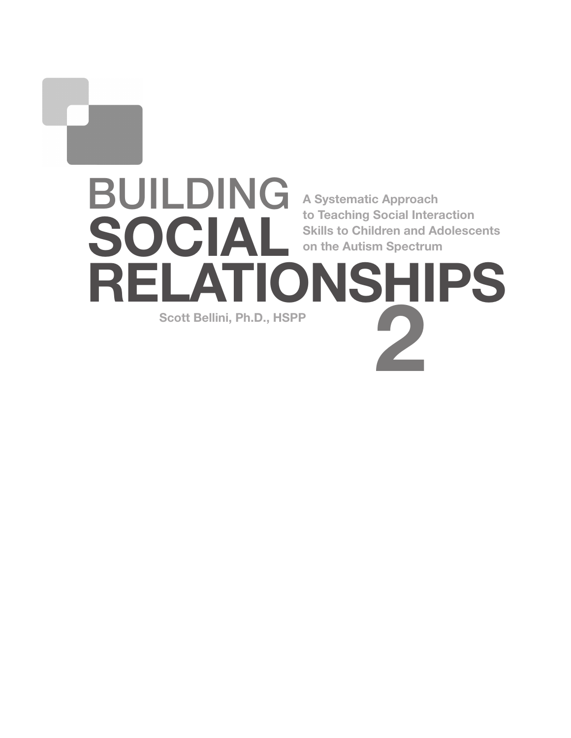# BUILDING SOCIAL RELATIONSHIPS 2

**A Systematic Approach to Teaching Social Interaction Skills to Children and Adolescents on the Autism Spectrum**

**Scott Bellini, Ph.D., HSPP**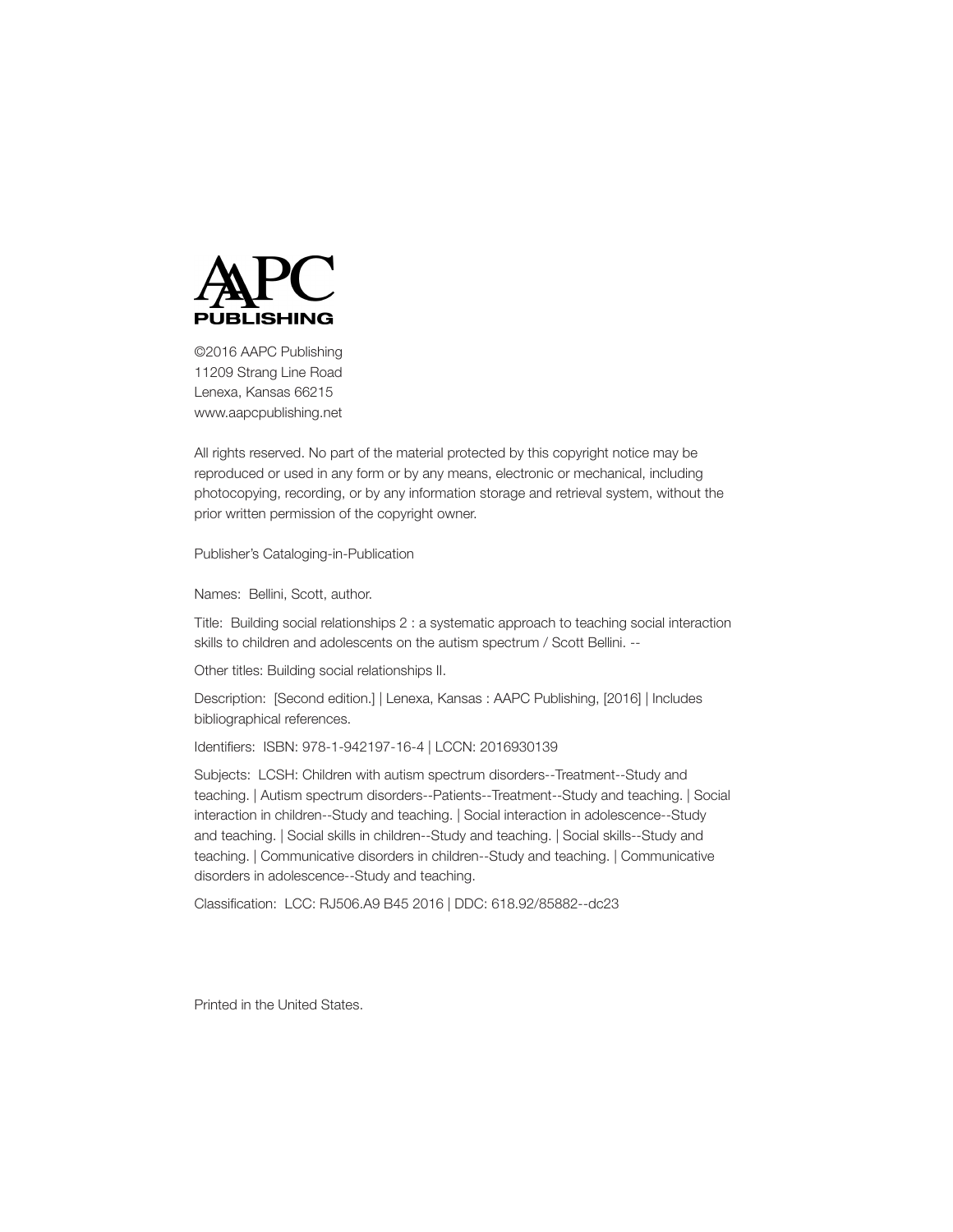AAPC
PUBLISHING

©2016 AAPC Publishing
11209 Strang Line Road
Lenexa, Kansas 66215
www.aapcpublishing.net

All rights reserved. No part of the material protected by this copyright notice may be reproduced or used in any form or by any means, electronic or mechanical, including photocopying, recording, or by any information storage and retrieval system, without the prior written permission of the copyright owner.

Publisher's Cataloging-in-Publication

Names: Bellini, Scott, author.

Title: Building social relationships 2 : a systematic approach to teaching social interaction skills to children and adolescents on the autism spectrum / Scott Bellini. --

Other titles: Building social relationships II.

Description: [Second edition.] | Lenexa, Kansas : AAPC Publishing, [2016] | Includes bibliographical references.

Identifiers: ISBN: 978-1-942197-16-4 | LCCN: 2016930139

Subjects: LCSH: Children with autism spectrum disorders--Treatment--Study and teaching. | Autism spectrum disorders--Patients--Treatment--Study and teaching. | Social interaction in children--Study and teaching. | Social interaction in adolescence--Study and teaching. | Social skills in children--Study and teaching. | Social skills--Study and teaching. | Communicative disorders in children--Study and teaching. | Communicative disorders in adolescence--Study and teaching.

Classification: LCC: RJ506.A9 B45 2016 | DDC: 618.92/85882--dc23

Printed in the United States.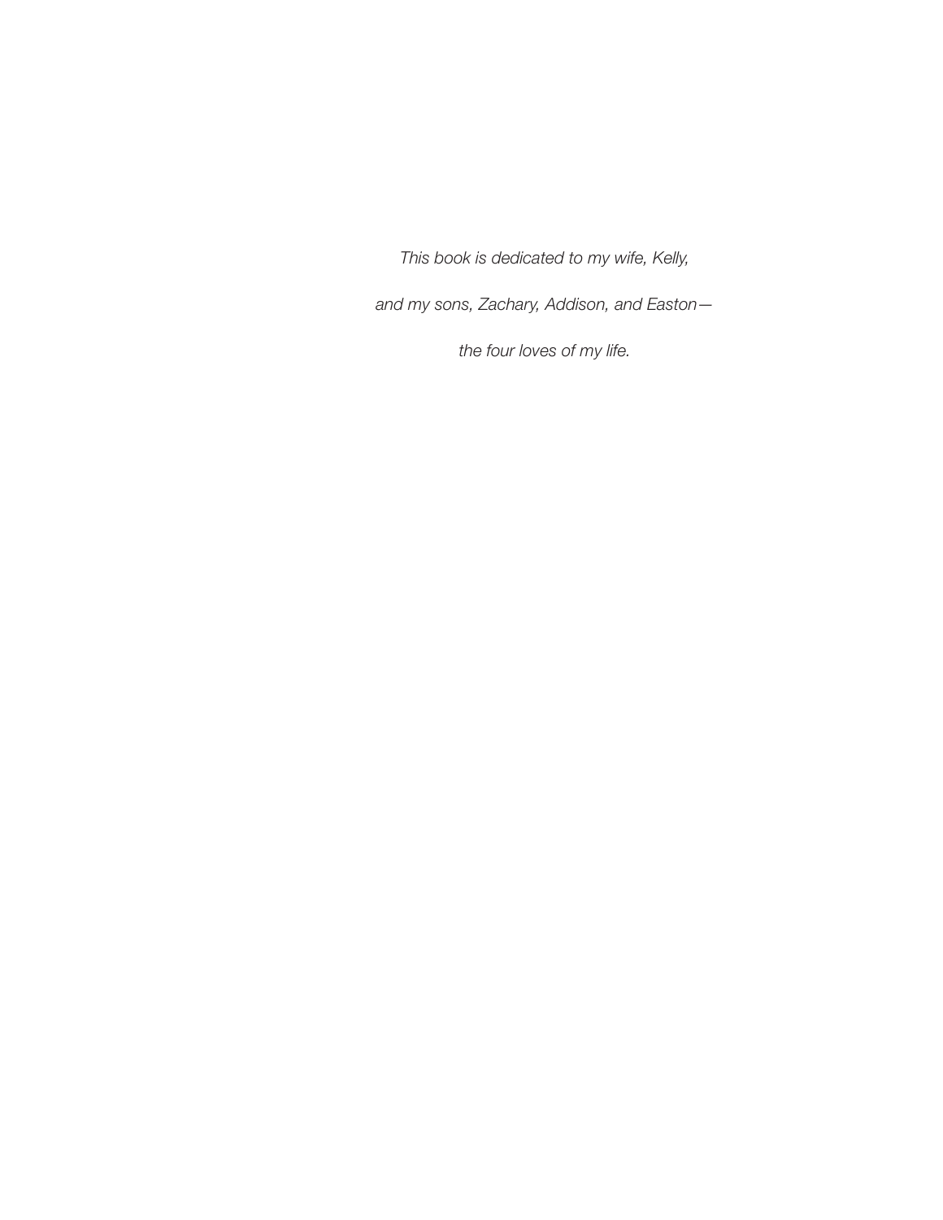*This book is dedicated to my wife, Kelly,*

*and my sons, Zachary, Addison, and Easton—*

*the four loves of my life.*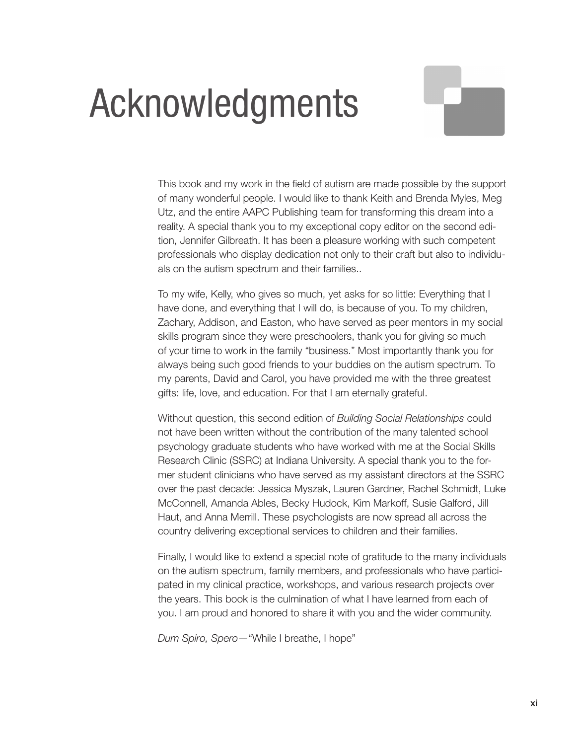# Acknowledgments

This book and my work in the field of autism are made possible by the support of many wonderful people. I would like to thank Keith and Brenda Myles, Meg Utz, and the entire AAPC Publishing team for transforming this dream into a reality. A special thank you to my exceptional copy editor on the second edition, Jennifer Gilbreath. It has been a pleasure working with such competent professionals who display dedication not only to their craft but also to individuals on the autism spectrum and their families..

To my wife, Kelly, who gives so much, yet asks for so little: Everything that I have done, and everything that I will do, is because of you. To my children, Zachary, Addison, and Easton, who have served as peer mentors in my social skills program since they were preschoolers, thank you for giving so much of your time to work in the family "business." Most importantly thank you for always being such good friends to your buddies on the autism spectrum. To my parents, David and Carol, you have provided me with the three greatest gifts: life, love, and education. For that I am eternally grateful.

Without question, this second edition of *Building Social Relationships* could not have been written without the contribution of the many talented school psychology graduate students who have worked with me at the Social Skills Research Clinic (SSRC) at Indiana University. A special thank you to the former student clinicians who have served as my assistant directors at the SSRC over the past decade: Jessica Myszak, Lauren Gardner, Rachel Schmidt, Luke McConnell, Amanda Ables, Becky Hudock, Kim Markoff, Susie Galford, Jill Haut, and Anna Merrill. These psychologists are now spread all across the country delivering exceptional services to children and their families.

Finally, I would like to extend a special note of gratitude to the many individuals on the autism spectrum, family members, and professionals who have participated in my clinical practice, workshops, and various research projects over the years. This book is the culmination of what I have learned from each of you. I am proud and honored to share it with you and the wider community.

*Dum Spiro, Spero*—"While I breathe, I hope"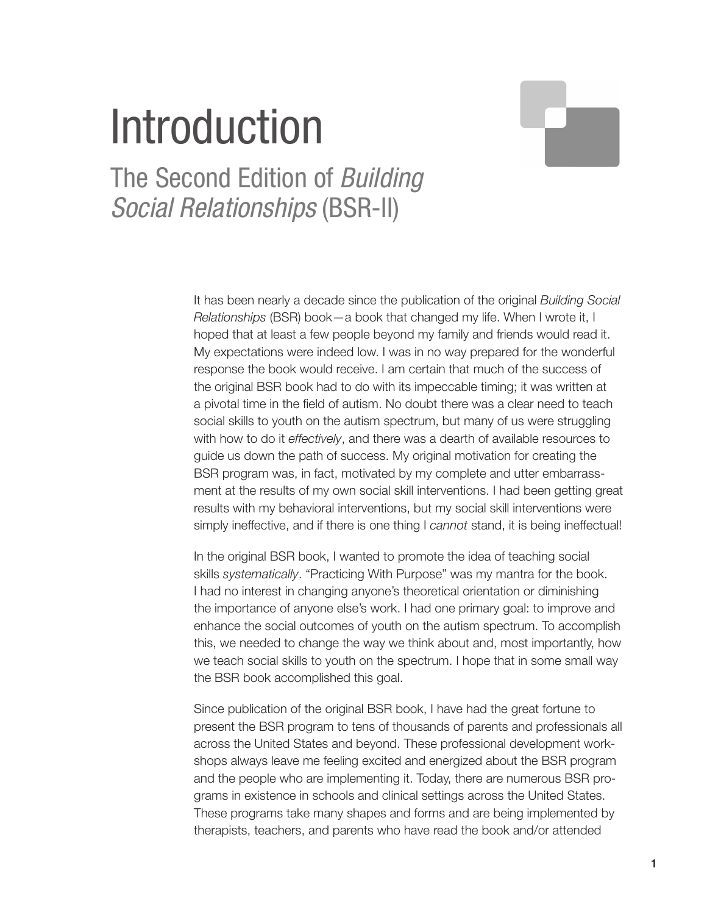# Introduction

## The Second Edition of *Building Social Relationships* (BSR-II)

It has been nearly a decade since the publication of the original *Building Social Relationships* (BSR) book—a book that changed my life. When I wrote it, I hoped that at least a few people beyond my family and friends would read it. My expectations were indeed low. I was in no way prepared for the wonderful response the book would receive. I am certain that much of the success of the original BSR book had to do with its impeccable timing; it was written at a pivotal time in the field of autism. No doubt there was a clear need to teach social skills to youth on the autism spectrum, but many of us were struggling with how to do it *effectively*, and there was a dearth of available resources to guide us down the path of success. My original motivation for creating the BSR program was, in fact, motivated by my complete and utter embarrassment at the results of my own social skill interventions. I had been getting great results with my behavioral interventions, but my social skill interventions were simply ineffective, and if there is one thing I *cannot* stand, it is being ineffectual!

In the original BSR book, I wanted to promote the idea of teaching social skills *systematically*. "Practicing With Purpose" was my mantra for the book. I had no interest in changing anyone's theoretical orientation or diminishing the importance of anyone else's work. I had one primary goal: to improve and enhance the social outcomes of youth on the autism spectrum. To accomplish this, we needed to change the way we think about and, most importantly, how we teach social skills to youth on the spectrum. I hope that in some small way the BSR book accomplished this goal.

Since publication of the original BSR book, I have had the great fortune to present the BSR program to tens of thousands of parents and professionals all across the United States and beyond. These professional development workshops always leave me feeling excited and energized about the BSR program and the people who are implementing it. Today, there are numerous BSR programs in existence in schools and clinical settings across the United States. These programs take many shapes and forms and are being implemented by therapists, teachers, and parents who have read the book and/or attended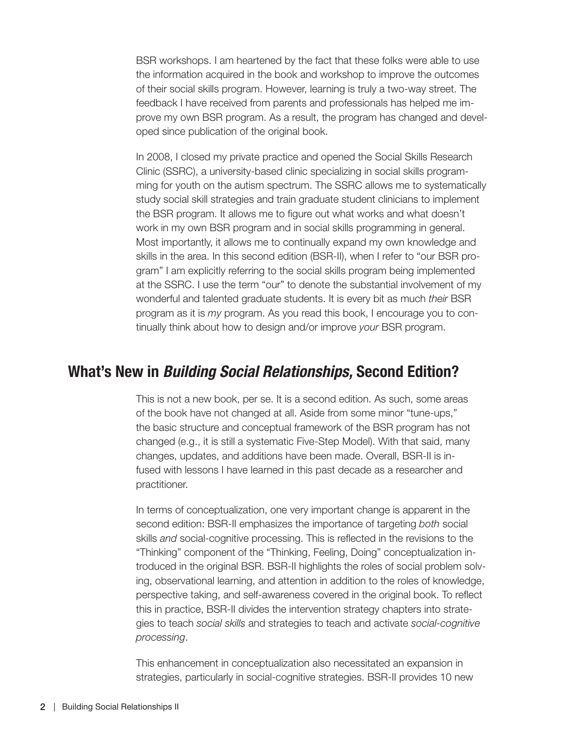BSR workshops. I am heartened by the fact that these folks were able to use the information acquired in the book and workshop to improve the outcomes of their social skills program. However, learning is truly a two-way street. The feedback I have received from parents and professionals has helped me improve my own BSR program. As a result, the program has changed and developed since publication of the original book.

In 2008, I closed my private practice and opened the Social Skills Research Clinic (SSRC), a university-based clinic specializing in social skills programming for youth on the autism spectrum. The SSRC allows me to systematically study social skill strategies and train graduate student clinicians to implement the BSR program. It allows me to figure out what works and what doesn't work in my own BSR program and in social skills programming in general. Most importantly, it allows me to continually expand my own knowledge and skills in the area. In this second edition (BSR-II), when I refer to "our BSR program" I am explicitly referring to the social skills program being implemented at the SSRC. I use the term "our" to denote the substantial involvement of my wonderful and talented graduate students. It is every bit as much *their* BSR program as it is *my* program. As you read this book, I encourage you to continually think about how to design and/or improve *your* BSR program.

## What's New in *Building Social Relationships,* Second Edition?

This is not a new book, per se. It is a second edition. As such, some areas of the book have not changed at all. Aside from some minor "tune-ups," the basic structure and conceptual framework of the BSR program has not changed (e.g., it is still a systematic Five-Step Model). With that said, many changes, updates, and additions have been made. Overall, BSR-II is infused with lessons I have learned in this past decade as a researcher and practitioner.

In terms of conceptualization, one very important change is apparent in the second edition: BSR-II emphasizes the importance of targeting *both* social skills *and* social-cognitive processing. This is reflected in the revisions to the "Thinking" component of the "Thinking, Feeling, Doing" conceptualization introduced in the original BSR. BSR-II highlights the roles of social problem solving, observational learning, and attention in addition to the roles of knowledge, perspective taking, and self-awareness covered in the original book. To reflect this in practice, BSR-II divides the intervention strategy chapters into strategies to teach *social skills* and strategies to teach and activate *social-cognitive processing*.

This enhancement in conceptualization also necessitated an expansion in strategies, particularly in social-cognitive strategies. BSR-II provides 10 new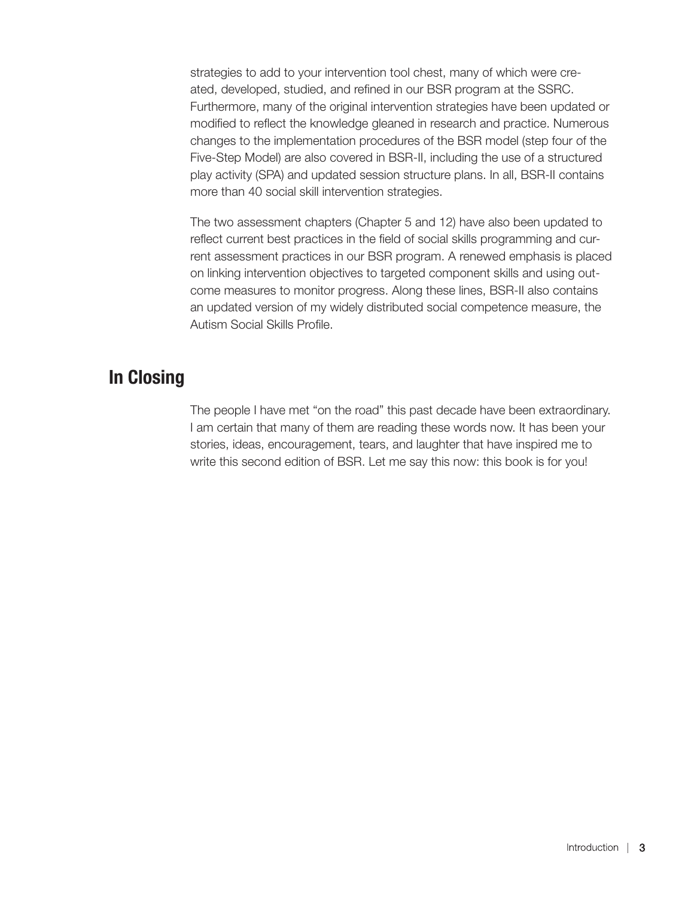strategies to add to your intervention tool chest, many of which were created, developed, studied, and refined in our BSR program at the SSRC. Furthermore, many of the original intervention strategies have been updated or modified to reflect the knowledge gleaned in research and practice. Numerous changes to the implementation procedures of the BSR model (step four of the Five-Step Model) are also covered in BSR-II, including the use of a structured play activity (SPA) and updated session structure plans. In all, BSR-II contains more than 40 social skill intervention strategies.

The two assessment chapters (Chapter 5 and 12) have also been updated to reflect current best practices in the field of social skills programming and current assessment practices in our BSR program. A renewed emphasis is placed on linking intervention objectives to targeted component skills and using outcome measures to monitor progress. Along these lines, BSR-II also contains an updated version of my widely distributed social competence measure, the Autism Social Skills Profile.

## In Closing

The people I have met "on the road" this past decade have been extraordinary. I am certain that many of them are reading these words now. It has been your stories, ideas, encouragement, tears, and laughter that have inspired me to write this second edition of BSR. Let me say this now: this book is for you!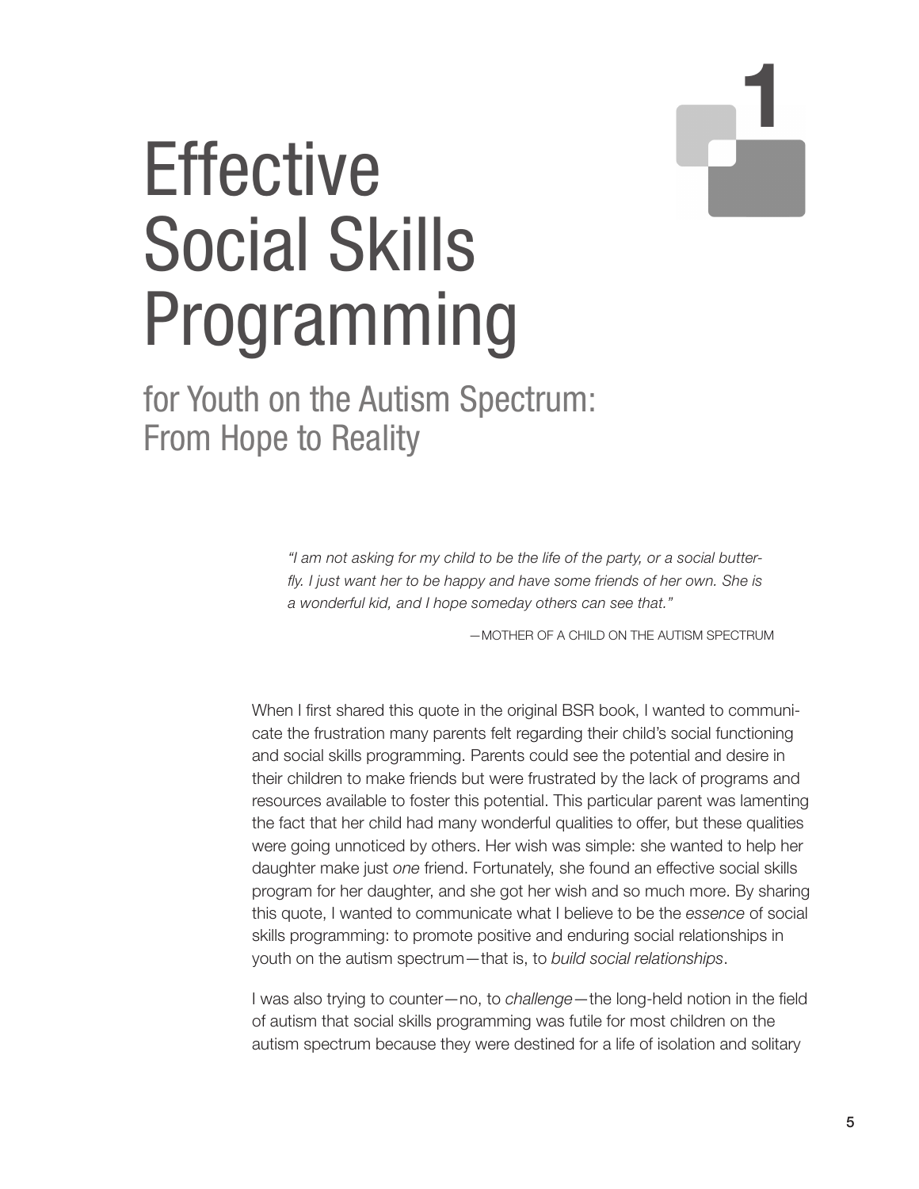# 1 Effective Social Skills Programming

## for Youth on the Autism Spectrum: From Hope to Reality

> *"I am not asking for my child to be the life of the party, or a social butterfly. I just want her to be happy and have some friends of her own. She is a wonderful kid, and I hope someday others can see that."*
>
> —MOTHER OF A CHILD ON THE AUTISM SPECTRUM

When I first shared this quote in the original BSR book, I wanted to communicate the frustration many parents felt regarding their child's social functioning and social skills programming. Parents could see the potential and desire in their children to make friends but were frustrated by the lack of programs and resources available to foster this potential. This particular parent was lamenting the fact that her child had many wonderful qualities to offer, but these qualities were going unnoticed by others. Her wish was simple: she wanted to help her daughter make just *one* friend. Fortunately, she found an effective social skills program for her daughter, and she got her wish and so much more. By sharing this quote, I wanted to communicate what I believe to be the *essence* of social skills programming: to promote positive and enduring social relationships in youth on the autism spectrum—that is, to *build social relationships*.

I was also trying to counter—no, to *challenge*—the long-held notion in the field of autism that social skills programming was futile for most children on the autism spectrum because they were destined for a life of isolation and solitary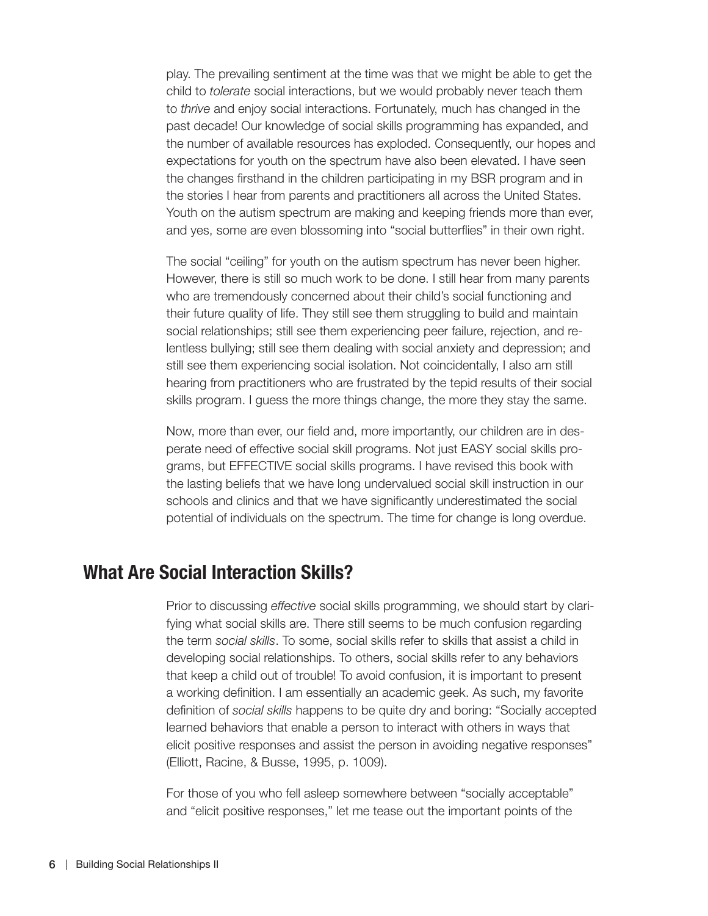play. The prevailing sentiment at the time was that we might be able to get the child to *tolerate* social interactions, but we would probably never teach them to *thrive* and enjoy social interactions. Fortunately, much has changed in the past decade! Our knowledge of social skills programming has expanded, and the number of available resources has exploded. Consequently, our hopes and expectations for youth on the spectrum have also been elevated. I have seen the changes firsthand in the children participating in my BSR program and in the stories I hear from parents and practitioners all across the United States. Youth on the autism spectrum are making and keeping friends more than ever, and yes, some are even blossoming into "social butterflies" in their own right.

The social "ceiling" for youth on the autism spectrum has never been higher. However, there is still so much work to be done. I still hear from many parents who are tremendously concerned about their child's social functioning and their future quality of life. They still see them struggling to build and maintain social relationships; still see them experiencing peer failure, rejection, and relentless bullying; still see them dealing with social anxiety and depression; and still see them experiencing social isolation. Not coincidentally, I also am still hearing from practitioners who are frustrated by the tepid results of their social skills program. I guess the more things change, the more they stay the same.

Now, more than ever, our field and, more importantly, our children are in desperate need of effective social skill programs. Not just EASY social skills programs, but EFFECTIVE social skills programs. I have revised this book with the lasting beliefs that we have long undervalued social skill instruction in our schools and clinics and that we have significantly underestimated the social potential of individuals on the spectrum. The time for change is long overdue.

## What Are Social Interaction Skills?

Prior to discussing *effective* social skills programming, we should start by clarifying what social skills are. There still seems to be much confusion regarding the term *social skills*. To some, social skills refer to skills that assist a child in developing social relationships. To others, social skills refer to any behaviors that keep a child out of trouble! To avoid confusion, it is important to present a working definition. I am essentially an academic geek. As such, my favorite definition of *social skills* happens to be quite dry and boring: "Socially accepted learned behaviors that enable a person to interact with others in ways that elicit positive responses and assist the person in avoiding negative responses" (Elliott, Racine, & Busse, 1995, p. 1009).

For those of you who fell asleep somewhere between "socially acceptable" and "elicit positive responses," let me tease out the important points of the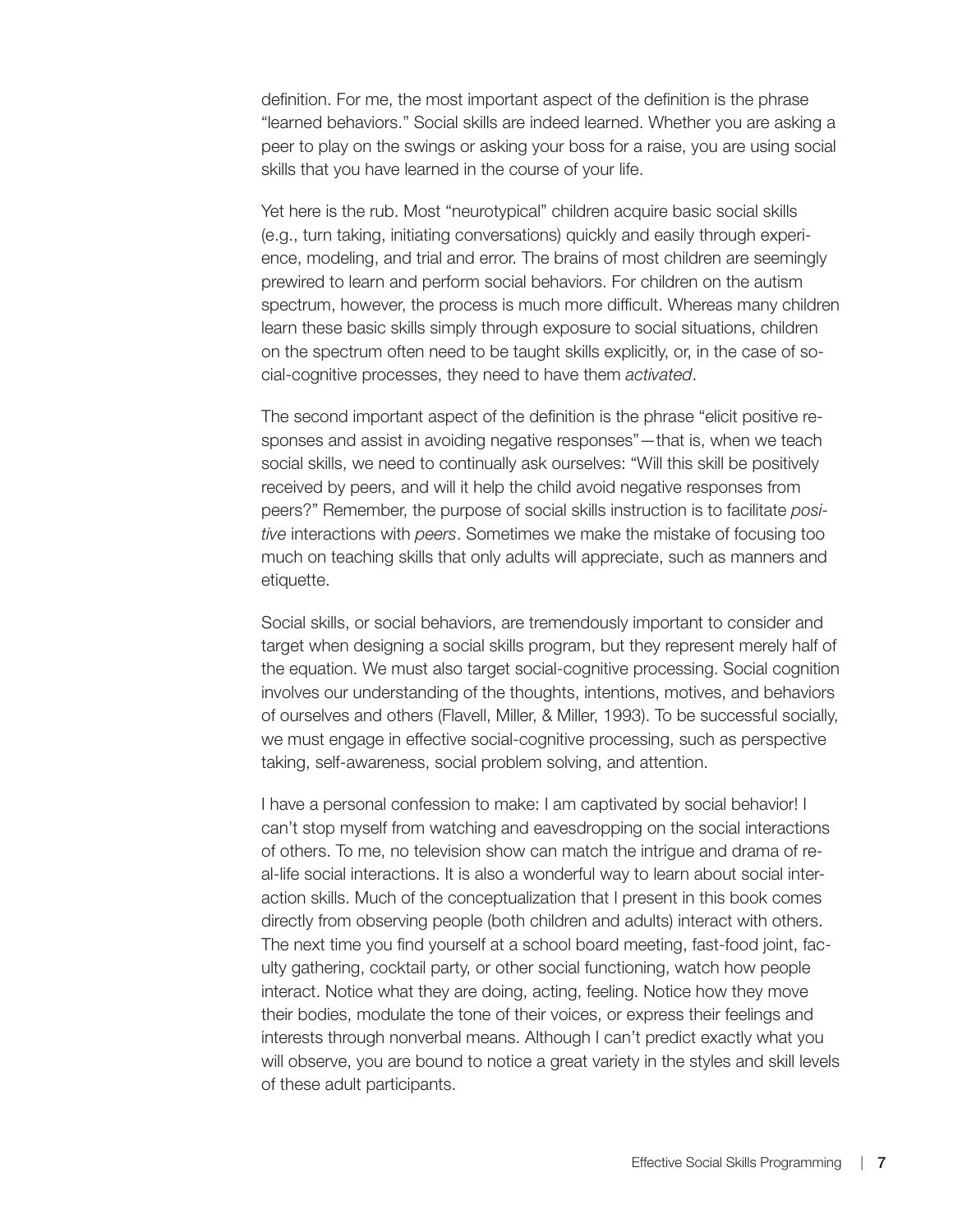definition. For me, the most important aspect of the definition is the phrase "learned behaviors." Social skills are indeed learned. Whether you are asking a peer to play on the swings or asking your boss for a raise, you are using social skills that you have learned in the course of your life.

Yet here is the rub. Most "neurotypical" children acquire basic social skills (e.g., turn taking, initiating conversations) quickly and easily through experience, modeling, and trial and error. The brains of most children are seemingly prewired to learn and perform social behaviors. For children on the autism spectrum, however, the process is much more difficult. Whereas many children learn these basic skills simply through exposure to social situations, children on the spectrum often need to be taught skills explicitly, or, in the case of social-cognitive processes, they need to have them *activated*.

The second important aspect of the definition is the phrase "elicit positive responses and assist in avoiding negative responses"—that is, when we teach social skills, we need to continually ask ourselves: "Will this skill be positively received by peers, and will it help the child avoid negative responses from peers?" Remember, the purpose of social skills instruction is to facilitate *positive* interactions with *peers*. Sometimes we make the mistake of focusing too much on teaching skills that only adults will appreciate, such as manners and etiquette.

Social skills, or social behaviors, are tremendously important to consider and target when designing a social skills program, but they represent merely half of the equation. We must also target social-cognitive processing. Social cognition involves our understanding of the thoughts, intentions, motives, and behaviors of ourselves and others (Flavell, Miller, & Miller, 1993). To be successful socially, we must engage in effective social-cognitive processing, such as perspective taking, self-awareness, social problem solving, and attention.

I have a personal confession to make: I am captivated by social behavior! I can't stop myself from watching and eavesdropping on the social interactions of others. To me, no television show can match the intrigue and drama of real-life social interactions. It is also a wonderful way to learn about social interaction skills. Much of the conceptualization that I present in this book comes directly from observing people (both children and adults) interact with others. The next time you find yourself at a school board meeting, fast-food joint, faculty gathering, cocktail party, or other social functioning, watch how people interact. Notice what they are doing, acting, feeling. Notice how they move their bodies, modulate the tone of their voices, or express their feelings and interests through nonverbal means. Although I can't predict exactly what you will observe, you are bound to notice a great variety in the styles and skill levels of these adult participants.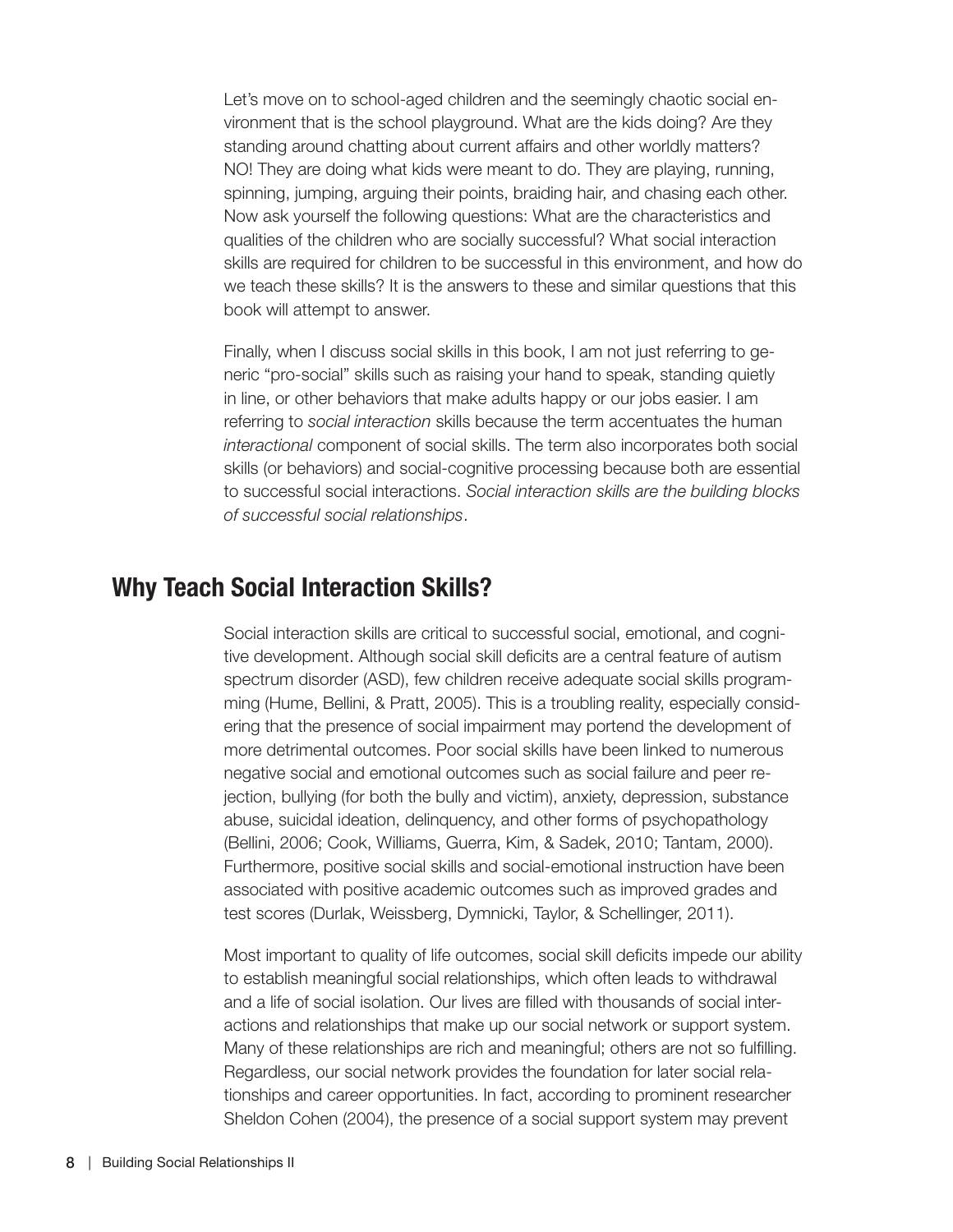Let's move on to school-aged children and the seemingly chaotic social environment that is the school playground. What are the kids doing? Are they standing around chatting about current affairs and other worldly matters? NO! They are doing what kids were meant to do. They are playing, running, spinning, jumping, arguing their points, braiding hair, and chasing each other. Now ask yourself the following questions: What are the characteristics and qualities of the children who are socially successful? What social interaction skills are required for children to be successful in this environment, and how do we teach these skills? It is the answers to these and similar questions that this book will attempt to answer.

Finally, when I discuss social skills in this book, I am not just referring to generic "pro-social" skills such as raising your hand to speak, standing quietly in line, or other behaviors that make adults happy or our jobs easier. I am referring to *social interaction* skills because the term accentuates the human *interactional* component of social skills. The term also incorporates both social skills (or behaviors) and social-cognitive processing because both are essential to successful social interactions. *Social interaction skills are the building blocks of successful social relationships*.

## Why Teach Social Interaction Skills?

Social interaction skills are critical to successful social, emotional, and cognitive development. Although social skill deficits are a central feature of autism spectrum disorder (ASD), few children receive adequate social skills programming (Hume, Bellini, & Pratt, 2005). This is a troubling reality, especially considering that the presence of social impairment may portend the development of more detrimental outcomes. Poor social skills have been linked to numerous negative social and emotional outcomes such as social failure and peer rejection, bullying (for both the bully and victim), anxiety, depression, substance abuse, suicidal ideation, delinquency, and other forms of psychopathology (Bellini, 2006; Cook, Williams, Guerra, Kim, & Sadek, 2010; Tantam, 2000). Furthermore, positive social skills and social-emotional instruction have been associated with positive academic outcomes such as improved grades and test scores (Durlak, Weissberg, Dymnicki, Taylor, & Schellinger, 2011).

Most important to quality of life outcomes, social skill deficits impede our ability to establish meaningful social relationships, which often leads to withdrawal and a life of social isolation. Our lives are filled with thousands of social interactions and relationships that make up our social network or support system. Many of these relationships are rich and meaningful; others are not so fulfilling. Regardless, our social network provides the foundation for later social relationships and career opportunities. In fact, according to prominent researcher Sheldon Cohen (2004), the presence of a social support system may prevent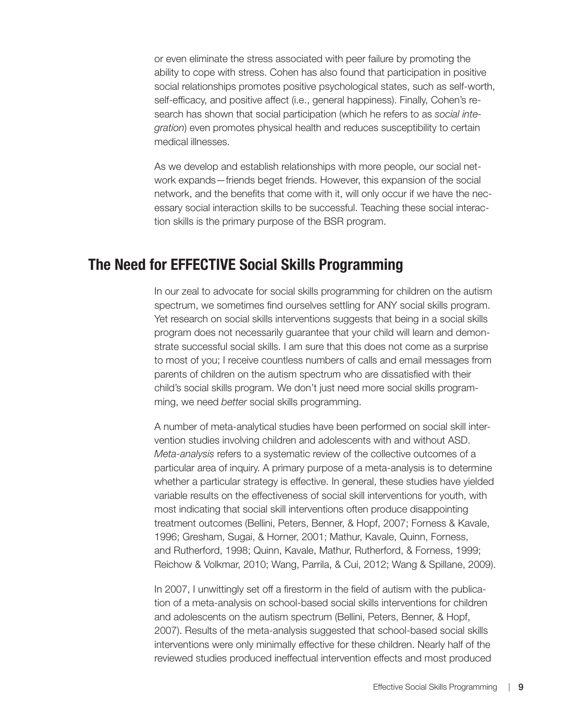or even eliminate the stress associated with peer failure by promoting the ability to cope with stress. Cohen has also found that participation in positive social relationships promotes positive psychological states, such as self-worth, self-efficacy, and positive affect (i.e., general happiness). Finally, Cohen's research has shown that social participation (which he refers to as *social integration*) even promotes physical health and reduces susceptibility to certain medical illnesses.

As we develop and establish relationships with more people, our social network expands—friends beget friends. However, this expansion of the social network, and the benefits that come with it, will only occur if we have the necessary social interaction skills to be successful. Teaching these social interaction skills is the primary purpose of the BSR program.

## The Need for EFFECTIVE Social Skills Programming

In our zeal to advocate for social skills programming for children on the autism spectrum, we sometimes find ourselves settling for ANY social skills program. Yet research on social skills interventions suggests that being in a social skills program does not necessarily guarantee that your child will learn and demonstrate successful social skills. I am sure that this does not come as a surprise to most of you; I receive countless numbers of calls and email messages from parents of children on the autism spectrum who are dissatisfied with their child's social skills program. We don't just need more social skills programming, we need *better* social skills programming.

A number of meta-analytical studies have been performed on social skill intervention studies involving children and adolescents with and without ASD. *Meta-analysis* refers to a systematic review of the collective outcomes of a particular area of inquiry. A primary purpose of a meta-analysis is to determine whether a particular strategy is effective. In general, these studies have yielded variable results on the effectiveness of social skill interventions for youth, with most indicating that social skill interventions often produce disappointing treatment outcomes (Bellini, Peters, Benner, & Hopf, 2007; Forness & Kavale, 1996; Gresham, Sugai, & Horner, 2001; Mathur, Kavale, Quinn, Forness, and Rutherford, 1998; Quinn, Kavale, Mathur, Rutherford, & Forness, 1999; Reichow & Volkmar, 2010; Wang, Parrila, & Cui, 2012; Wang & Spillane, 2009).

In 2007, I unwittingly set off a firestorm in the field of autism with the publication of a meta-analysis on school-based social skills interventions for children and adolescents on the autism spectrum (Bellini, Peters, Benner, & Hopf, 2007). Results of the meta-analysis suggested that school-based social skills interventions were only minimally effective for these children. Nearly half of the reviewed studies produced ineffectual intervention effects and most produced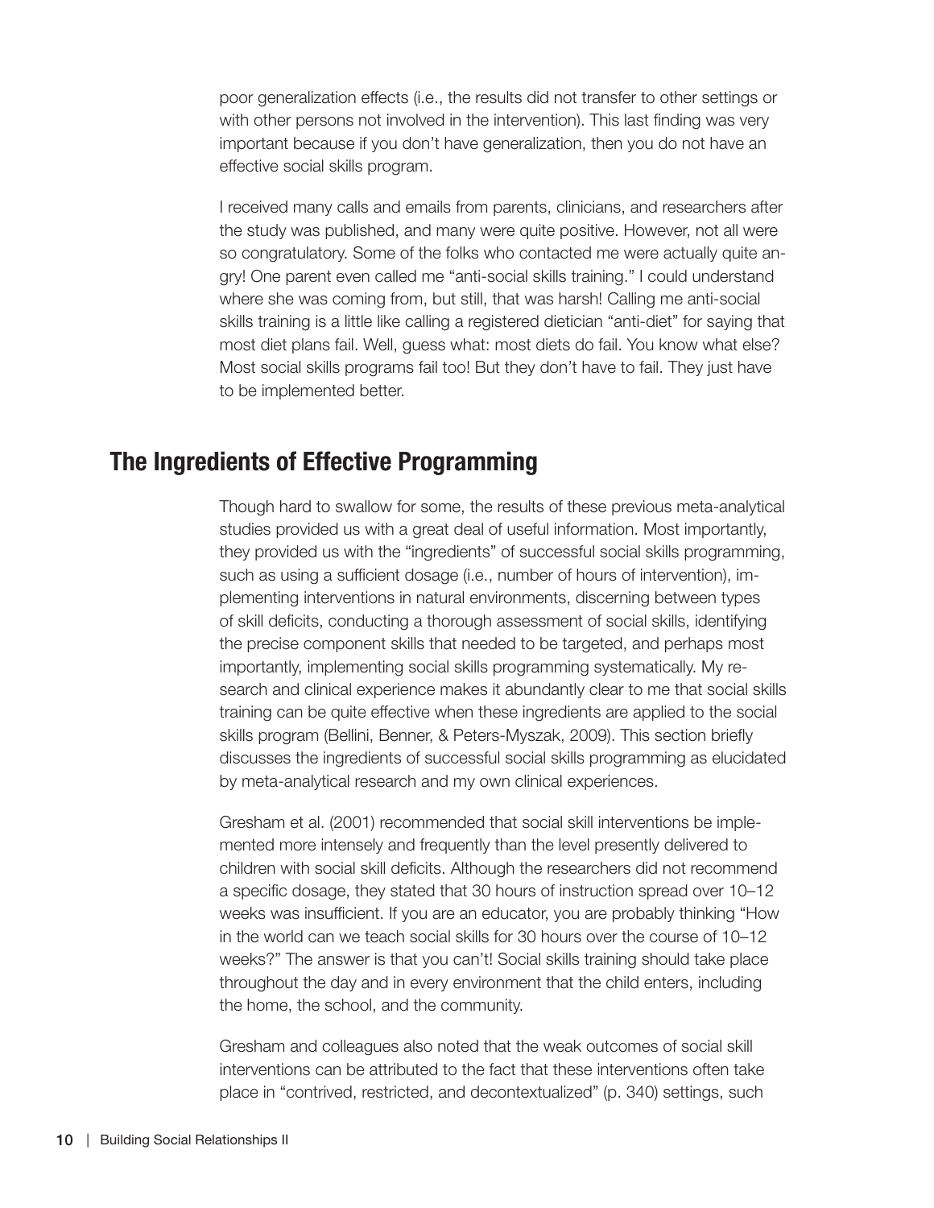poor generalization effects (i.e., the results did not transfer to other settings or with other persons not involved in the intervention). This last finding was very important because if you don't have generalization, then you do not have an effective social skills program.

I received many calls and emails from parents, clinicians, and researchers after the study was published, and many were quite positive. However, not all were so congratulatory. Some of the folks who contacted me were actually quite angry! One parent even called me "anti-social skills training." I could understand where she was coming from, but still, that was harsh! Calling me anti-social skills training is a little like calling a registered dietician "anti-diet" for saying that most diet plans fail. Well, guess what: most diets do fail. You know what else? Most social skills programs fail too! But they don't have to fail. They just have to be implemented better.

## The Ingredients of Effective Programming

Though hard to swallow for some, the results of these previous meta-analytical studies provided us with a great deal of useful information. Most importantly, they provided us with the "ingredients" of successful social skills programming, such as using a sufficient dosage (i.e., number of hours of intervention), implementing interventions in natural environments, discerning between types of skill deficits, conducting a thorough assessment of social skills, identifying the precise component skills that needed to be targeted, and perhaps most importantly, implementing social skills programming systematically. My research and clinical experience makes it abundantly clear to me that social skills training can be quite effective when these ingredients are applied to the social skills program (Bellini, Benner, & Peters-Myszak, 2009). This section briefly discusses the ingredients of successful social skills programming as elucidated by meta-analytical research and my own clinical experiences.

Gresham et al. (2001) recommended that social skill interventions be implemented more intensely and frequently than the level presently delivered to children with social skill deficits. Although the researchers did not recommend a specific dosage, they stated that 30 hours of instruction spread over 10–12 weeks was insufficient. If you are an educator, you are probably thinking "How in the world can we teach social skills for 30 hours over the course of 10–12 weeks?" The answer is that you can't! Social skills training should take place throughout the day and in every environment that the child enters, including the home, the school, and the community.

Gresham and colleagues also noted that the weak outcomes of social skill interventions can be attributed to the fact that these interventions often take place in "contrived, restricted, and decontextualized" (p. 340) settings, such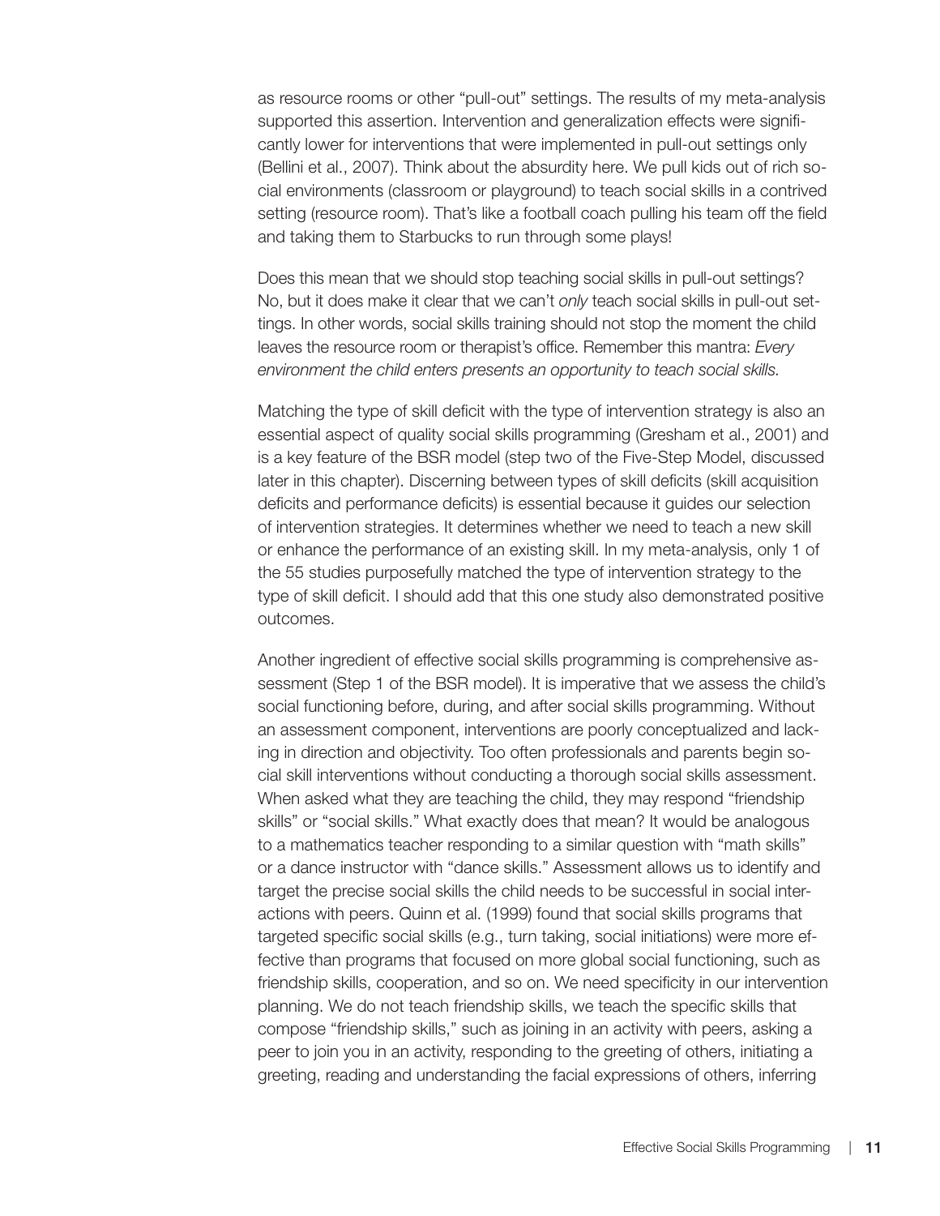as resource rooms or other "pull-out" settings. The results of my meta-analysis supported this assertion. Intervention and generalization effects were significantly lower for interventions that were implemented in pull-out settings only (Bellini et al., 2007). Think about the absurdity here. We pull kids out of rich social environments (classroom or playground) to teach social skills in a contrived setting (resource room). That's like a football coach pulling his team off the field and taking them to Starbucks to run through some plays!

Does this mean that we should stop teaching social skills in pull-out settings? No, but it does make it clear that we can't *only* teach social skills in pull-out settings. In other words, social skills training should not stop the moment the child leaves the resource room or therapist's office. Remember this mantra: *Every environment the child enters presents an opportunity to teach social skills.*

Matching the type of skill deficit with the type of intervention strategy is also an essential aspect of quality social skills programming (Gresham et al., 2001) and is a key feature of the BSR model (step two of the Five-Step Model, discussed later in this chapter). Discerning between types of skill deficits (skill acquisition deficits and performance deficits) is essential because it guides our selection of intervention strategies. It determines whether we need to teach a new skill or enhance the performance of an existing skill. In my meta-analysis, only 1 of the 55 studies purposefully matched the type of intervention strategy to the type of skill deficit. I should add that this one study also demonstrated positive outcomes.

Another ingredient of effective social skills programming is comprehensive assessment (Step 1 of the BSR model). It is imperative that we assess the child's social functioning before, during, and after social skills programming. Without an assessment component, interventions are poorly conceptualized and lacking in direction and objectivity. Too often professionals and parents begin social skill interventions without conducting a thorough social skills assessment. When asked what they are teaching the child, they may respond "friendship skills" or "social skills." What exactly does that mean? It would be analogous to a mathematics teacher responding to a similar question with "math skills" or a dance instructor with "dance skills." Assessment allows us to identify and target the precise social skills the child needs to be successful in social interactions with peers. Quinn et al. (1999) found that social skills programs that targeted specific social skills (e.g., turn taking, social initiations) were more effective than programs that focused on more global social functioning, such as friendship skills, cooperation, and so on. We need specificity in our intervention planning. We do not teach friendship skills, we teach the specific skills that compose "friendship skills," such as joining in an activity with peers, asking a peer to join you in an activity, responding to the greeting of others, initiating a greeting, reading and understanding the facial expressions of others, inferring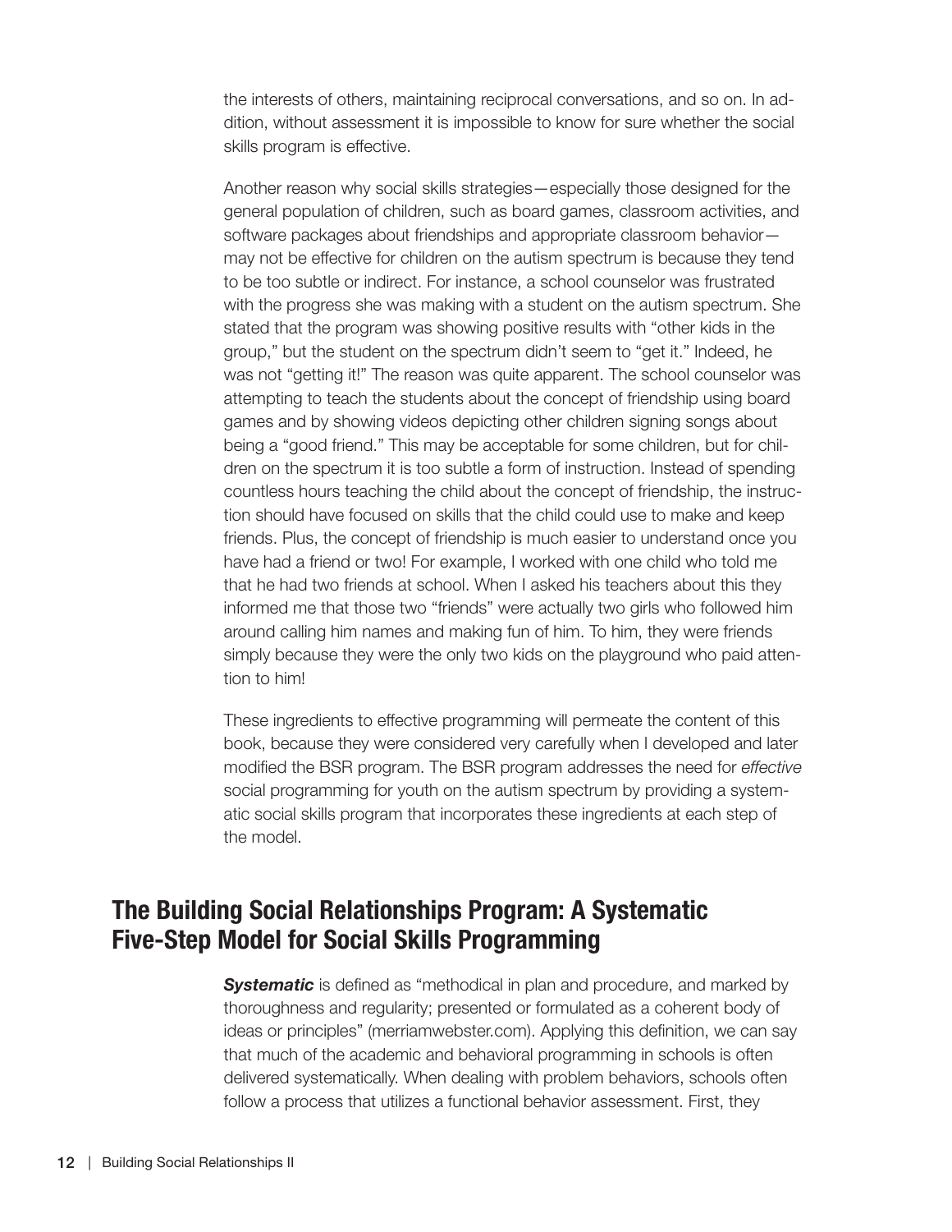the interests of others, maintaining reciprocal conversations, and so on. In addition, without assessment it is impossible to know for sure whether the social skills program is effective.

Another reason why social skills strategies—especially those designed for the general population of children, such as board games, classroom activities, and software packages about friendships and appropriate classroom behavior—may not be effective for children on the autism spectrum is because they tend to be too subtle or indirect. For instance, a school counselor was frustrated with the progress she was making with a student on the autism spectrum. She stated that the program was showing positive results with "other kids in the group," but the student on the spectrum didn't seem to "get it." Indeed, he was not "getting it!" The reason was quite apparent. The school counselor was attempting to teach the students about the concept of friendship using board games and by showing videos depicting other children signing songs about being a "good friend." This may be acceptable for some children, but for children on the spectrum it is too subtle a form of instruction. Instead of spending countless hours teaching the child about the concept of friendship, the instruction should have focused on skills that the child could use to make and keep friends. Plus, the concept of friendship is much easier to understand once you have had a friend or two! For example, I worked with one child who told me that he had two friends at school. When I asked his teachers about this they informed me that those two "friends" were actually two girls who followed him around calling him names and making fun of him. To him, they were friends simply because they were the only two kids on the playground who paid attention to him!

These ingredients to effective programming will permeate the content of this book, because they were considered very carefully when I developed and later modified the BSR program. The BSR program addresses the need for *effective* social programming for youth on the autism spectrum by providing a systematic social skills program that incorporates these ingredients at each step of the model.

## The Building Social Relationships Program: A Systematic Five-Step Model for Social Skills Programming

***Systematic*** is defined as "methodical in plan and procedure, and marked by thoroughness and regularity; presented or formulated as a coherent body of ideas or principles" (merriamwebster.com). Applying this definition, we can say that much of the academic and behavioral programming in schools is often delivered systematically. When dealing with problem behaviors, schools often follow a process that utilizes a functional behavior assessment. First, they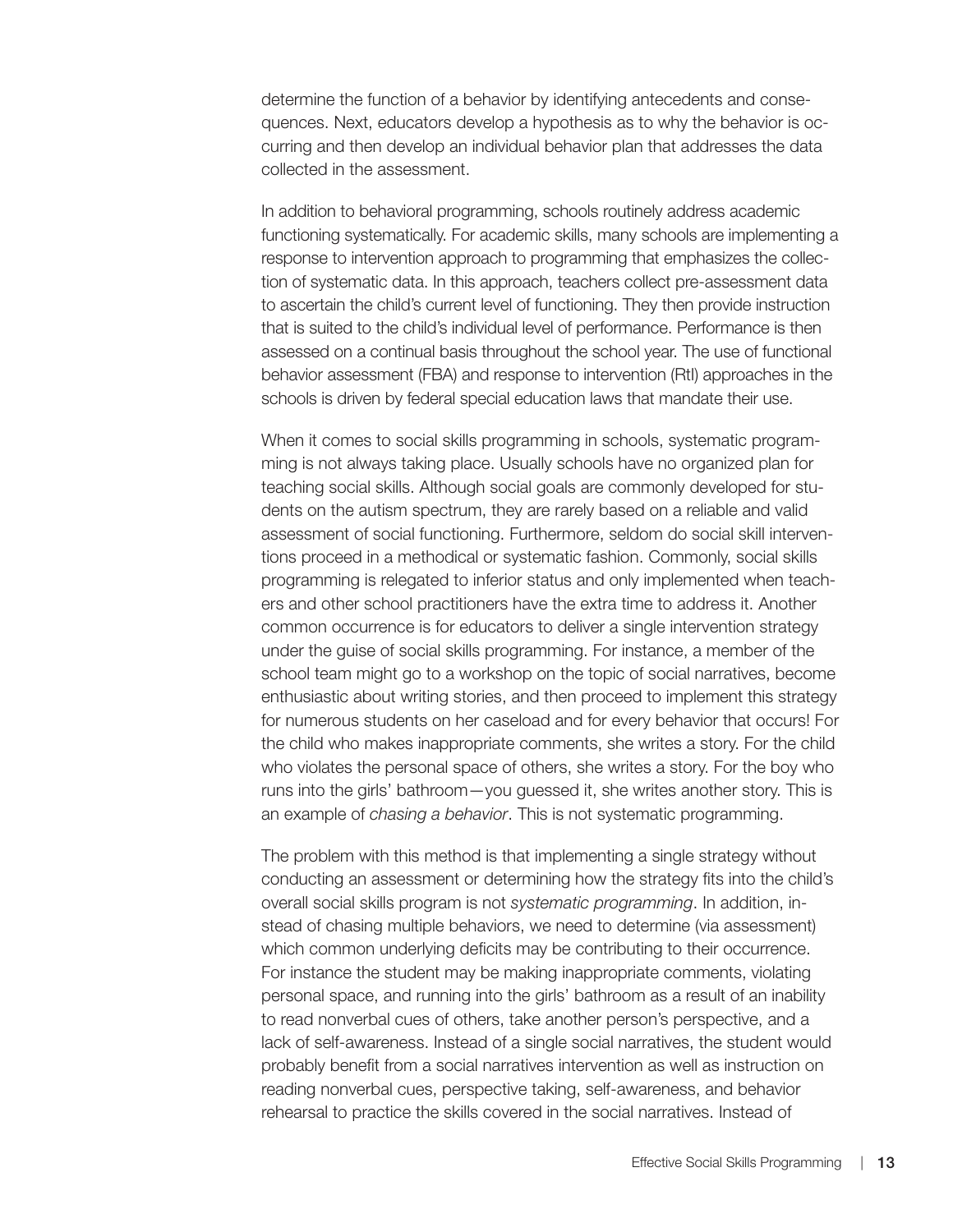determine the function of a behavior by identifying antecedents and consequences. Next, educators develop a hypothesis as to why the behavior is occurring and then develop an individual behavior plan that addresses the data collected in the assessment.

In addition to behavioral programming, schools routinely address academic functioning systematically. For academic skills, many schools are implementing a response to intervention approach to programming that emphasizes the collection of systematic data. In this approach, teachers collect pre-assessment data to ascertain the child's current level of functioning. They then provide instruction that is suited to the child's individual level of performance. Performance is then assessed on a continual basis throughout the school year. The use of functional behavior assessment (FBA) and response to intervention (RtI) approaches in the schools is driven by federal special education laws that mandate their use.

When it comes to social skills programming in schools, systematic programming is not always taking place. Usually schools have no organized plan for teaching social skills. Although social goals are commonly developed for students on the autism spectrum, they are rarely based on a reliable and valid assessment of social functioning. Furthermore, seldom do social skill interventions proceed in a methodical or systematic fashion. Commonly, social skills programming is relegated to inferior status and only implemented when teachers and other school practitioners have the extra time to address it. Another common occurrence is for educators to deliver a single intervention strategy under the guise of social skills programming. For instance, a member of the school team might go to a workshop on the topic of social narratives, become enthusiastic about writing stories, and then proceed to implement this strategy for numerous students on her caseload and for every behavior that occurs! For the child who makes inappropriate comments, she writes a story. For the child who violates the personal space of others, she writes a story. For the boy who runs into the girls' bathroom—you guessed it, she writes another story. This is an example of *chasing a behavior*. This is not systematic programming.

The problem with this method is that implementing a single strategy without conducting an assessment or determining how the strategy fits into the child's overall social skills program is not *systematic programming*. In addition, instead of chasing multiple behaviors, we need to determine (via assessment) which common underlying deficits may be contributing to their occurrence. For instance the student may be making inappropriate comments, violating personal space, and running into the girls' bathroom as a result of an inability to read nonverbal cues of others, take another person's perspective, and a lack of self-awareness. Instead of a single social narratives, the student would probably benefit from a social narratives intervention as well as instruction on reading nonverbal cues, perspective taking, self-awareness, and behavior rehearsal to practice the skills covered in the social narratives. Instead of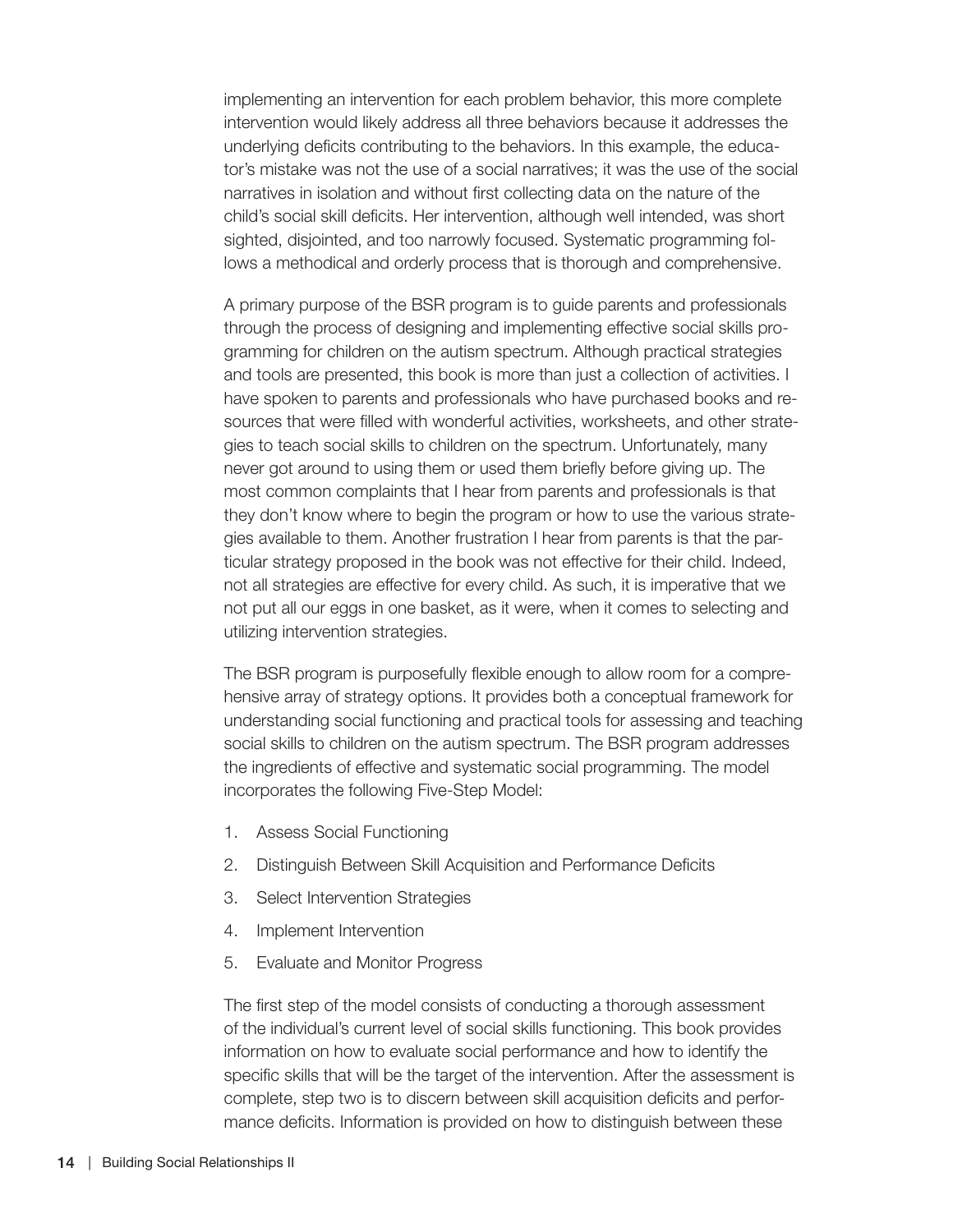implementing an intervention for each problem behavior, this more complete intervention would likely address all three behaviors because it addresses the underlying deficits contributing to the behaviors. In this example, the educator's mistake was not the use of a social narratives; it was the use of the social narratives in isolation and without first collecting data on the nature of the child's social skill deficits. Her intervention, although well intended, was short sighted, disjointed, and too narrowly focused. Systematic programming follows a methodical and orderly process that is thorough and comprehensive.

A primary purpose of the BSR program is to guide parents and professionals through the process of designing and implementing effective social skills programming for children on the autism spectrum. Although practical strategies and tools are presented, this book is more than just a collection of activities. I have spoken to parents and professionals who have purchased books and resources that were filled with wonderful activities, worksheets, and other strategies to teach social skills to children on the spectrum. Unfortunately, many never got around to using them or used them briefly before giving up. The most common complaints that I hear from parents and professionals is that they don't know where to begin the program or how to use the various strategies available to them. Another frustration I hear from parents is that the particular strategy proposed in the book was not effective for their child. Indeed, not all strategies are effective for every child. As such, it is imperative that we not put all our eggs in one basket, as it were, when it comes to selecting and utilizing intervention strategies.

The BSR program is purposefully flexible enough to allow room for a comprehensive array of strategy options. It provides both a conceptual framework for understanding social functioning and practical tools for assessing and teaching social skills to children on the autism spectrum. The BSR program addresses the ingredients of effective and systematic social programming. The model incorporates the following Five-Step Model:

1. Assess Social Functioning
2. Distinguish Between Skill Acquisition and Performance Deficits
3. Select Intervention Strategies
4. Implement Intervention
5. Evaluate and Monitor Progress

The first step of the model consists of conducting a thorough assessment of the individual's current level of social skills functioning. This book provides information on how to evaluate social performance and how to identify the specific skills that will be the target of the intervention. After the assessment is complete, step two is to discern between skill acquisition deficits and performance deficits. Information is provided on how to distinguish between these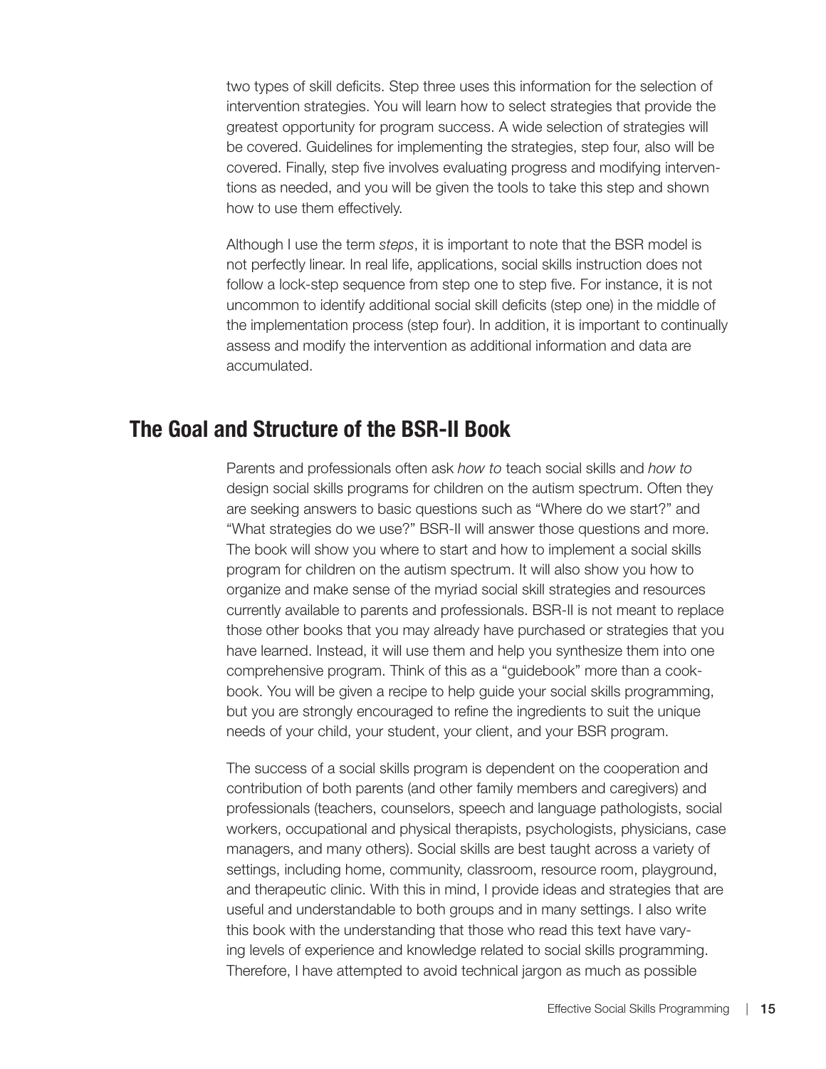two types of skill deficits. Step three uses this information for the selection of intervention strategies. You will learn how to select strategies that provide the greatest opportunity for program success. A wide selection of strategies will be covered. Guidelines for implementing the strategies, step four, also will be covered. Finally, step five involves evaluating progress and modifying interventions as needed, and you will be given the tools to take this step and shown how to use them effectively.

Although I use the term *steps*, it is important to note that the BSR model is not perfectly linear. In real life, applications, social skills instruction does not follow a lock-step sequence from step one to step five. For instance, it is not uncommon to identify additional social skill deficits (step one) in the middle of the implementation process (step four). In addition, it is important to continually assess and modify the intervention as additional information and data are accumulated.

## The Goal and Structure of the BSR-II Book

Parents and professionals often ask *how to* teach social skills and *how to* design social skills programs for children on the autism spectrum. Often they are seeking answers to basic questions such as "Where do we start?" and "What strategies do we use?" BSR-II will answer those questions and more. The book will show you where to start and how to implement a social skills program for children on the autism spectrum. It will also show you how to organize and make sense of the myriad social skill strategies and resources currently available to parents and professionals. BSR-II is not meant to replace those other books that you may already have purchased or strategies that you have learned. Instead, it will use them and help you synthesize them into one comprehensive program. Think of this as a "guidebook" more than a cookbook. You will be given a recipe to help guide your social skills programming, but you are strongly encouraged to refine the ingredients to suit the unique needs of your child, your student, your client, and your BSR program.

The success of a social skills program is dependent on the cooperation and contribution of both parents (and other family members and caregivers) and professionals (teachers, counselors, speech and language pathologists, social workers, occupational and physical therapists, psychologists, physicians, case managers, and many others). Social skills are best taught across a variety of settings, including home, community, classroom, resource room, playground, and therapeutic clinic. With this in mind, I provide ideas and strategies that are useful and understandable to both groups and in many settings. I also write this book with the understanding that those who read this text have varying levels of experience and knowledge related to social skills programming. Therefore, I have attempted to avoid technical jargon as much as possible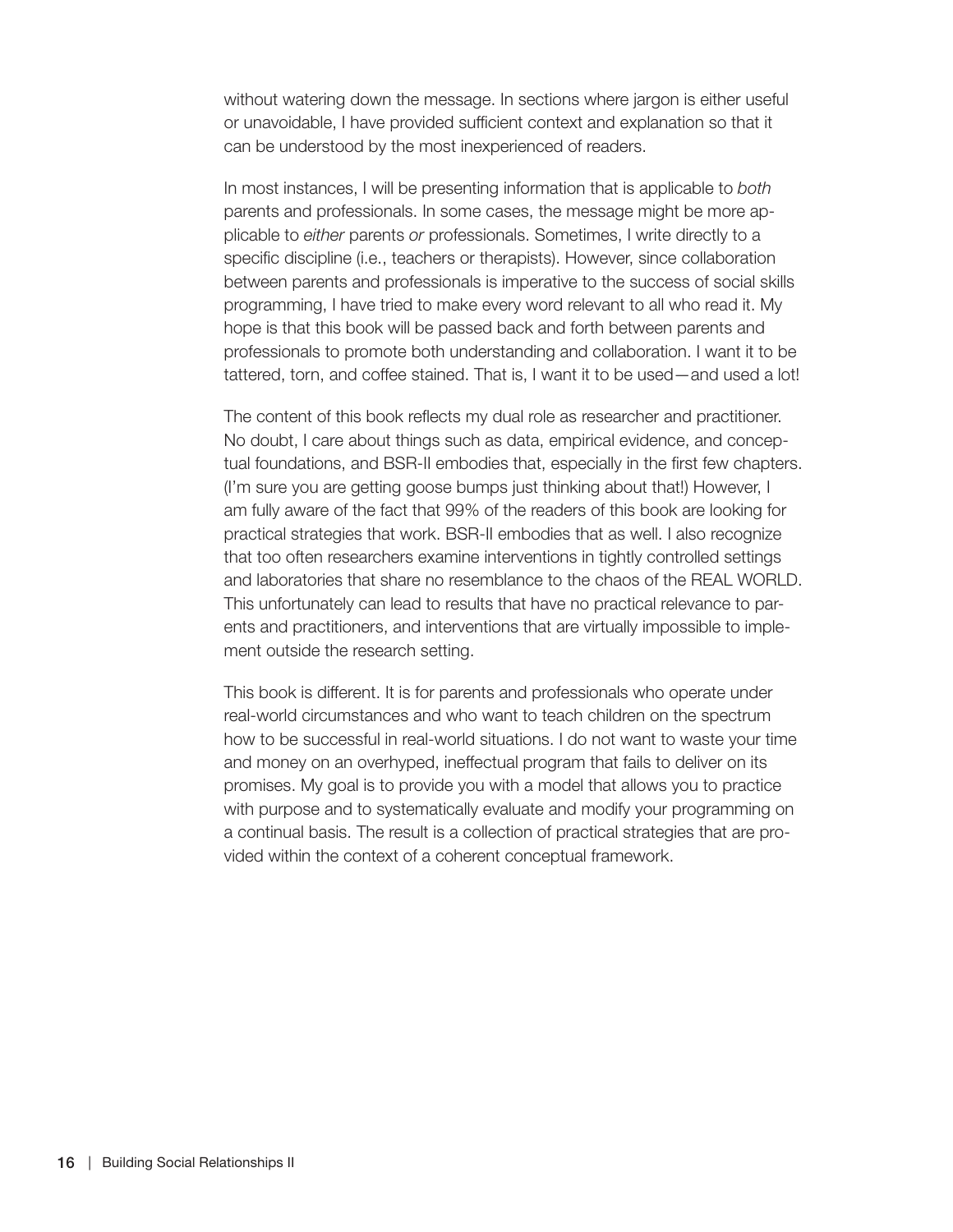without watering down the message. In sections where jargon is either useful or unavoidable, I have provided sufficient context and explanation so that it can be understood by the most inexperienced of readers.

In most instances, I will be presenting information that is applicable to *both* parents and professionals. In some cases, the message might be more applicable to *either* parents *or* professionals. Sometimes, I write directly to a specific discipline (i.e., teachers or therapists). However, since collaboration between parents and professionals is imperative to the success of social skills programming, I have tried to make every word relevant to all who read it. My hope is that this book will be passed back and forth between parents and professionals to promote both understanding and collaboration. I want it to be tattered, torn, and coffee stained. That is, I want it to be used—and used a lot!

The content of this book reflects my dual role as researcher and practitioner. No doubt, I care about things such as data, empirical evidence, and conceptual foundations, and BSR-II embodies that, especially in the first few chapters. (I'm sure you are getting goose bumps just thinking about that!) However, I am fully aware of the fact that 99% of the readers of this book are looking for practical strategies that work. BSR-II embodies that as well. I also recognize that too often researchers examine interventions in tightly controlled settings and laboratories that share no resemblance to the chaos of the REAL WORLD. This unfortunately can lead to results that have no practical relevance to parents and practitioners, and interventions that are virtually impossible to implement outside the research setting.

This book is different. It is for parents and professionals who operate under real-world circumstances and who want to teach children on the spectrum how to be successful in real-world situations. I do not want to waste your time and money on an overhyped, ineffectual program that fails to deliver on its promises. My goal is to provide you with a model that allows you to practice with purpose and to systematically evaluate and modify your programming on a continual basis. The result is a collection of practical strategies that are provided within the context of a coherent conceptual framework.